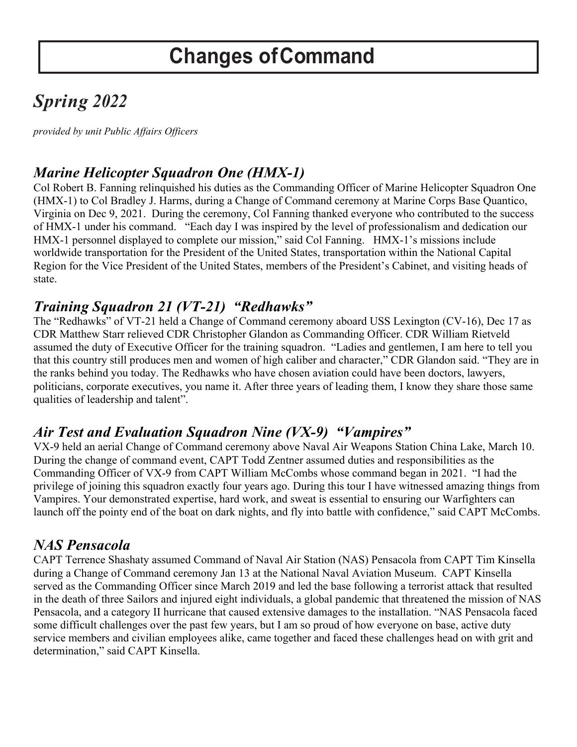# Changes of Command

## *Spring 2022*

*provided by unit Public Affairs Officers*

### *Marine Helicopter Squadron One (HMX-1)*

Col Robert B. Fanning relinquished his duties as the Commanding Officer of Marine Helicopter Squadron One (HMX-1) to Col Bradley J. Harms, during a Change of Command ceremony at Marine Corps Base Quantico, Virginia on Dec 9, 2021. During the ceremony, Col Fanning thanked everyone who contributed to the success of HMX-1 under his command. "Each day I was inspired by the level of professionalism and dedication our HMX-1 personnel displayed to complete our mission," said Col Fanning. HMX-1's missions include worldwide transportation for the President of the United States, transportation within the National Capital Region for the Vice President of the United States, members of the President's Cabinet, and visiting heads of state.

### *Training Squadron 21 (VT-21) "Redhawks"*

The "Redhawks" of VT-21 held a Change of Command ceremony aboard USS Lexington (CV-16), Dec 17 as CDR Matthew Starr relieved CDR Christopher Glandon as Commanding Officer. CDR William Rietveld assumed the duty of Executive Officer for the training squadron. "Ladies and gentlemen, I am here to tell you that this country still produces men and women of high caliber and character," CDR Glandon said. "They are in the ranks behind you today. The Redhawks who have chosen aviation could have been doctors, lawyers, politicians, corporate executives, you name it. After three years of leading them, I know they share those same qualities of leadership and talent".

### *Air Test and Evaluation Squadron Nine (VX-9) "Vampires"*

VX-9 held an aerial Change of Command ceremony above Naval Air Weapons Station China Lake, March 10. During the change of command event, CAPT Todd Zentner assumed duties and responsibilities as the Commanding Officer of VX-9 from CAPT William McCombs whose command began in 2021. "I had the privilege of joining this squadron exactly four years ago. During this tour I have witnessed amazing things from Vampires. Your demonstrated expertise, hard work, and sweat is essential to ensuring our Warfighters can launch off the pointy end of the boat on dark nights, and fly into battle with confidence," said CAPT McCombs.

### *NAS Pensacola*

CAPT Terrence Shashaty assumed Command of Naval Air Station (NAS) Pensacola from CAPT Tim Kinsella during a Change of Command ceremony Jan 13 at the National Naval Aviation Museum. CAPT Kinsella served as the Commanding Officer since March 2019 and led the base following a terrorist attack that resulted in the death of three Sailors and injured eight individuals, a global pandemic that threatened the mission of NAS Pensacola, and a category II hurricane that caused extensive damages to the installation. "NAS Pensacola faced some difficult challenges over the past few years, but I am so proud of how everyone on base, active duty service members and civilian employees alike, came together and faced these challenges head on with grit and determination," said CAPT Kinsella.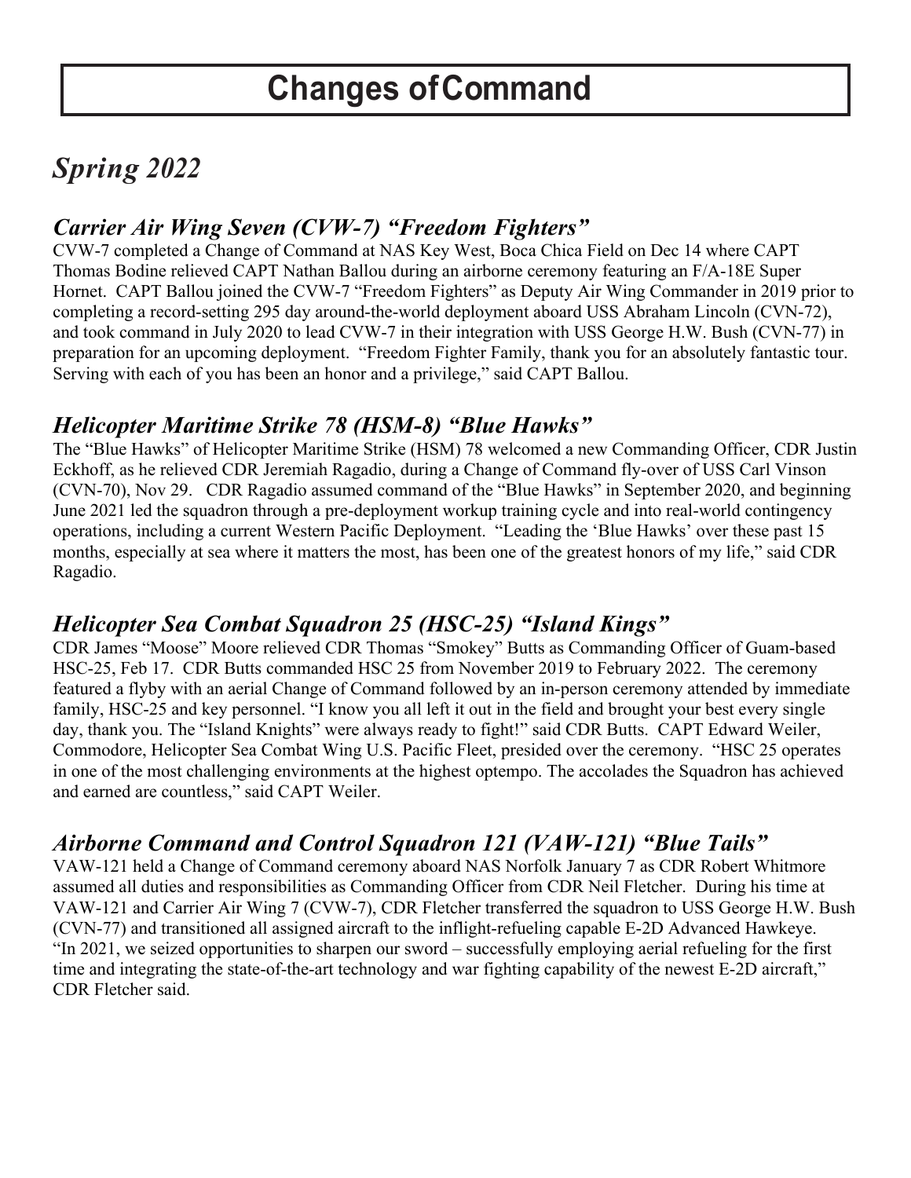# Changes of Command

## *Spring 2022*

### *Carrier Air Wing Seven (CVW-7) "Freedom Fighters"*

CVW-7 completed a Change of Command at NAS Key West, Boca Chica Field on Dec 14 where CAPT Thomas Bodine relieved CAPT Nathan Ballou during an airborne ceremony featuring an F/A-18E Super Hornet. CAPT Ballou joined the CVW-7 "Freedom Fighters" as Deputy Air Wing Commander in 2019 prior to completing a record-setting 295 day around-the-world deployment aboard USS Abraham Lincoln (CVN-72), and took command in July 2020 to lead CVW-7 in their integration with USS George H.W. Bush (CVN-77) in preparation for an upcoming deployment. "Freedom Fighter Family, thank you for an absolutely fantastic tour. Serving with each of you has been an honor and a privilege," said CAPT Ballou.

### *Helicopter Maritime Strike 78 (HSM-8) "Blue Hawks"*

The "Blue Hawks" of Helicopter Maritime Strike (HSM) 78 welcomed a new Commanding Officer, CDR Justin Eckhoff, as he relieved CDR Jeremiah Ragadio, during a Change of Command fly-over of USS Carl Vinson (CVN-70), Nov 29. CDR Ragadio assumed command of the "Blue Hawks" in September 2020, and beginning June 2021 led the squadron through a pre-deployment workup training cycle and into real-world contingency operations, including a current Western Pacific Deployment. "Leading the 'Blue Hawks' over these past 15 months, especially at sea where it matters the most, has been one of the greatest honors of my life," said CDR Ragadio.

### *Helicopter Sea Combat Squadron 25 (HSC-25) "Island Kings"*

CDR James "Moose" Moore relieved CDR Thomas "Smokey" Butts as Commanding Officer of Guam-based HSC-25, Feb 17. CDR Butts commanded HSC 25 from November 2019 to February 2022. The ceremony featured a flyby with an aerial Change of Command followed by an in-person ceremony attended by immediate family, HSC-25 and key personnel. "I know you all left it out in the field and brought your best every single day, thank you. The "Island Knights" were always ready to fight!" said CDR Butts. CAPT Edward Weiler, Commodore, Helicopter Sea Combat Wing U.S. Pacific Fleet, presided over the ceremony. "HSC 25 operates in one of the most challenging environments at the highest optempo. The accolades the Squadron has achieved and earned are countless," said CAPT Weiler.

### *Airborne Command and Control Squadron 121 (VAW-121) "Blue Tails"*

VAW-121 held a Change of Command ceremony aboard NAS Norfolk January 7 as CDR Robert Whitmore assumed all duties and responsibilities as Commanding Officer from CDR Neil Fletcher. During his time at VAW-121 and Carrier Air Wing 7 (CVW-7), CDR Fletcher transferred the squadron to USS George H.W. Bush (CVN-77) and transitioned all assigned aircraft to the inflight-refueling capable E-2D Advanced Hawkeye. "In 2021, we seized opportunities to sharpen our sword – successfully employing aerial refueling for the first time and integrating the state-of-the-art technology and war fighting capability of the newest E-2D aircraft," CDR Fletcher said.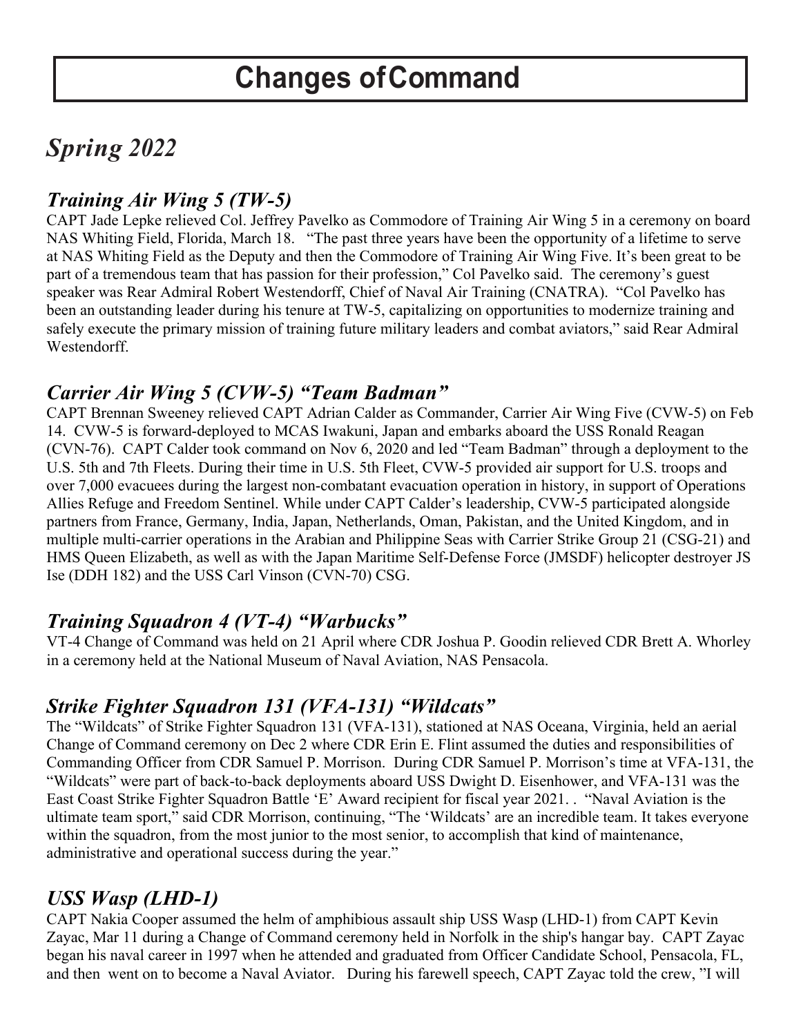# Changes of Command

## *Spring 2022*

### *Training Air Wing 5 (TW-5)*

CAPT Jade Lepke relieved Col. Jeffrey Pavelko as Commodore of Training Air Wing 5 in a ceremony on board NAS Whiting Field, Florida, March 18. "The past three years have been the opportunity of a lifetime to serve at NAS Whiting Field as the Deputy and then the Commodore of Training Air Wing Five. It's been great to be part of a tremendous team that has passion for their profession," Col Pavelko said. The ceremony's guest speaker was Rear Admiral Robert Westendorff, Chief of Naval Air Training (CNATRA). "Col Pavelko has been an outstanding leader during his tenure at TW-5, capitalizing on opportunities to modernize training and safely execute the primary mission of training future military leaders and combat aviators," said Rear Admiral Westendorff.

### *Carrier Air Wing 5 (CVW-5) "Team Badman"*

CAPT Brennan Sweeney relieved CAPT Adrian Calder as Commander, Carrier Air Wing Five (CVW-5) on Feb 14. CVW-5 is forward-deployed to MCAS Iwakuni, Japan and embarks aboard the USS Ronald Reagan (CVN-76). CAPT Calder took command on Nov 6, 2020 and led "Team Badman" through a deployment to the U.S. 5th and 7th Fleets. During their time in U.S. 5th Fleet, CVW-5 provided air support for U.S. troops and over 7,000 evacuees during the largest non-combatant evacuation operation in history, in support of Operations Allies Refuge and Freedom Sentinel. While under CAPT Calder's leadership, CVW-5 participated alongside partners from France, Germany, India, Japan, Netherlands, Oman, Pakistan, and the United Kingdom, and in multiple multi-carrier operations in the Arabian and Philippine Seas with Carrier Strike Group 21 (CSG-21) and HMS Queen Elizabeth, as well as with the Japan Maritime Self-Defense Force (JMSDF) helicopter destroyer JS Ise (DDH 182) and the USS Carl Vinson (CVN-70) CSG.

### *Training Squadron 4 (VT-4) "Warbucks"*

VT-4 Change of Command was held on 21 April where CDR Joshua P. Goodin relieved CDR Brett A. Whorley in a ceremony held at the National Museum of Naval Aviation, NAS Pensacola.

### *Strike Fighter Squadron 131 (VFA-131) "Wildcats"*

The "Wildcats" of Strike Fighter Squadron 131 (VFA-131), stationed at NAS Oceana, Virginia, held an aerial Change of Command ceremony on Dec 2 where CDR Erin E. Flint assumed the duties and responsibilities of Commanding Officer from CDR Samuel P. Morrison. During CDR Samuel P. Morrison's time at VFA-131, the "Wildcats" were part of back-to-back deployments aboard USS Dwight D. Eisenhower, and VFA-131 was the East Coast Strike Fighter Squadron Battle 'E' Award recipient for fiscal year 2021. . "Naval Aviation is the ultimate team sport," said CDR Morrison, continuing, "The 'Wildcats' are an incredible team. It takes everyone within the squadron, from the most junior to the most senior, to accomplish that kind of maintenance, administrative and operational success during the year."

### *USS Wasp (LHD-1)*

CAPT Nakia Cooper assumed the helm of amphibious assault ship USS Wasp (LHD-1) from CAPT Kevin Zayac, Mar 11 during a Change of Command ceremony held in Norfolk in the ship's hangar bay. CAPT Zayac began his naval career in 1997 when he attended and graduated from Officer Candidate School, Pensacola, FL, and then went on to become a Naval Aviator. During his farewell speech, CAPT Zayac told the crew, "I will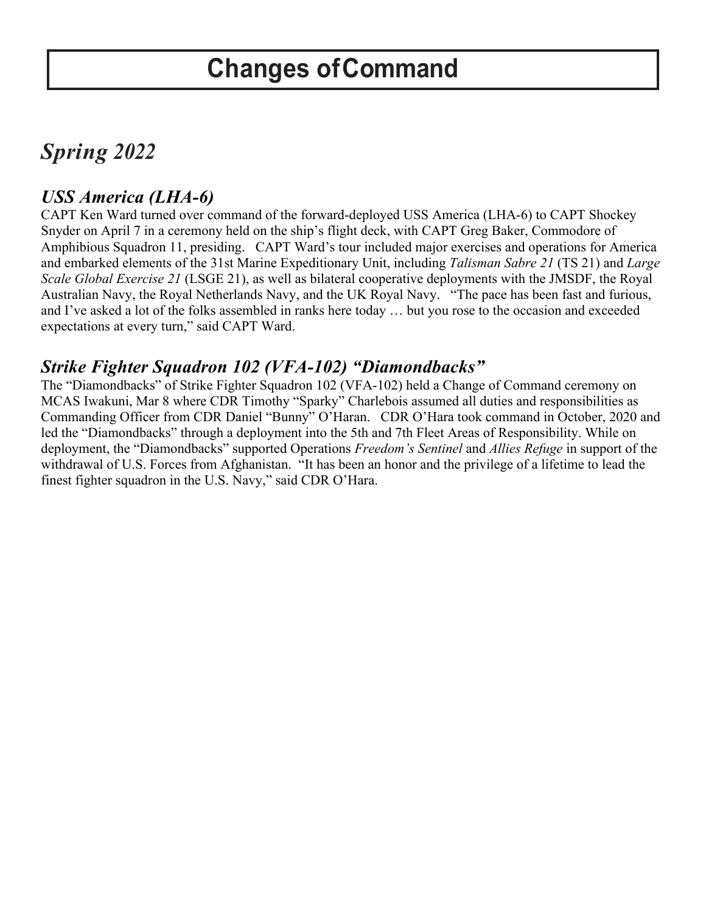# Changes of Command

## *Spring 2022*

### *USS America (LHA-6)*

CAPT Ken Ward turned over command of the forward-deployed USS America (LHA-6) to CAPT Shockey Snyder on April 7 in a ceremony held on the ship's flight deck, with CAPT Greg Baker, Commodore of Amphibious Squadron 11, presiding. CAPT Ward's tour included major exercises and operations for America and embarked elements of the 31st Marine Expeditionary Unit, including *Talisman Sabre 21* (TS 21) and *Large Scale Global Exercise 21* (LSGE 21), as well as bilateral cooperative deployments with the JMSDF, the Royal Australian Navy, the Royal Netherlands Navy, and the UK Royal Navy. "The pace has been fast and furious, and I've asked a lot of the folks assembled in ranks here today … but you rose to the occasion and exceeded expectations at every turn," said CAPT Ward.

### *Strike Fighter Squadron 102 (VFA-102) "Diamondbacks"*

The "Diamondbacks" of Strike Fighter Squadron 102 (VFA-102) held a Change of Command ceremony on MCAS Iwakuni, Mar 8 where CDR Timothy "Sparky" Charlebois assumed all duties and responsibilities as Commanding Officer from CDR Daniel "Bunny" O'Haran. CDR O'Hara took command in October, 2020 and led the "Diamondbacks" through a deployment into the 5th and 7th Fleet Areas of Responsibility. While on deployment, the "Diamondbacks" supported Operations *Freedom's Sentinel* and *Allies Refuge* in support of the withdrawal of U.S. Forces from Afghanistan. "It has been an honor and the privilege of a lifetime to lead the finest fighter squadron in the U.S. Navy," said CDR O'Hara.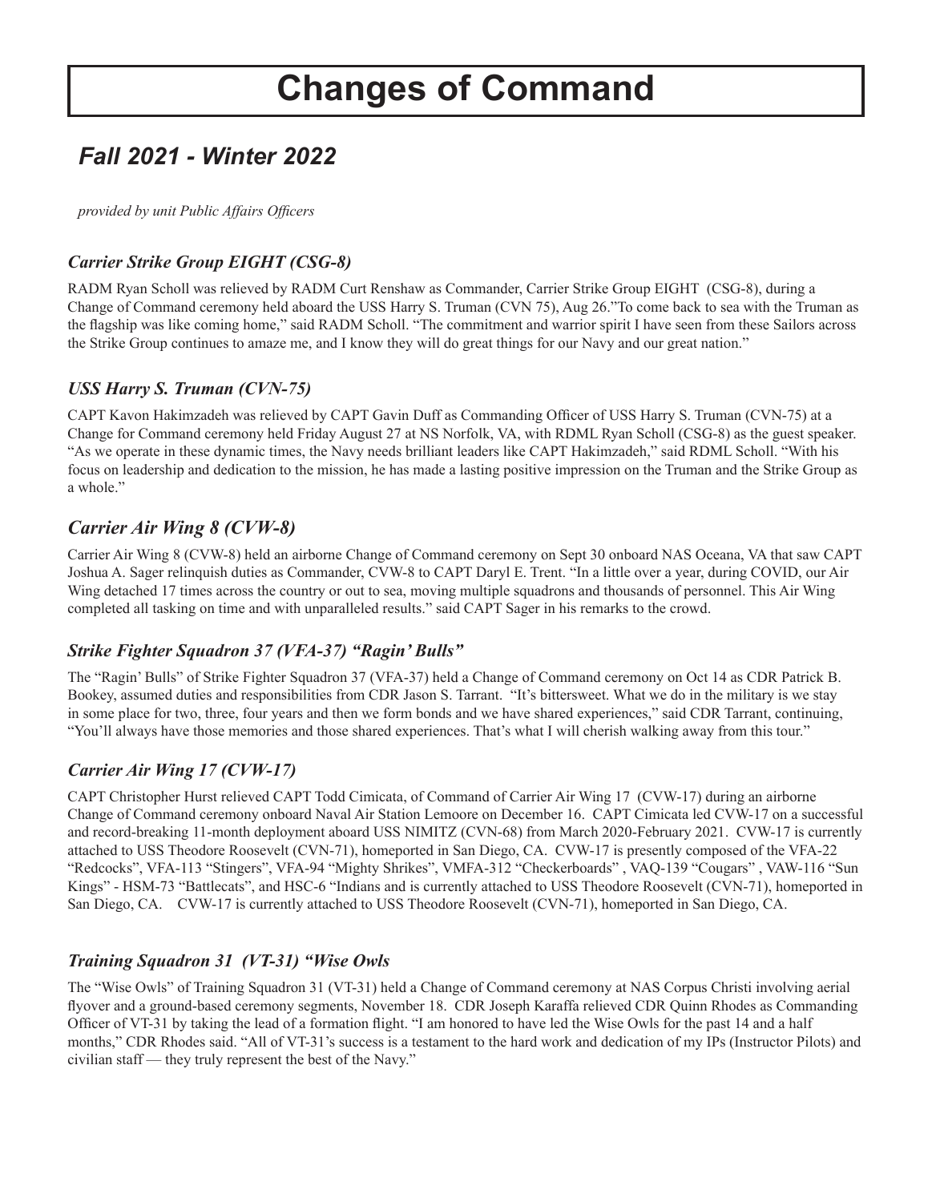# Changes of Command

## *Fall 2021 - Winter 2022*

*provided by unit Public Affairs Officers*

### *Carrier Strike Group EIGHT (CSG-8)*

RADM Ryan Scholl was relieved by RADM Curt Renshaw as Commander, Carrier Strike Group EIGHT (CSG-8), during a Change of Command ceremony held aboard the USS Harry S. Truman (CVN 75), Aug 26."To come back to sea with the Truman as the flagship was like coming home," said RADM Scholl. "The commitment and warrior spirit I have seen from these Sailors across the Strike Group continues to amaze me, and I know they will do great things for our Navy and our great nation."

### *USS Harry S. Truman (CVN-75)*

CAPT Kavon Hakimzadeh was relieved by CAPT Gavin Duff as Commanding Officer of USS Harry S. Truman (CVN-75) at a Change for Command ceremony held Friday August 27 at NS Norfolk, VA, with RDML Ryan Scholl (CSG-8) as the guest speaker. "As we operate in these dynamic times, the Navy needs brilliant leaders like CAPT Hakimzadeh," said RDML Scholl. "With his focus on leadership and dedication to the mission, he has made a lasting positive impression on the Truman and the Strike Group as a whole."

### *Carrier Air Wing 8 (CVW-8)*

Carrier Air Wing 8 (CVW-8) held an airborne Change of Command ceremony on Sept 30 onboard NAS Oceana, VA that saw CAPT Joshua A. Sager relinquish duties as Commander, CVW-8 to CAPT Daryl E. Trent. "In a little over a year, during COVID, our Air Wing detached 17 times across the country or out to sea, moving multiple squadrons and thousands of personnel. This Air Wing completed all tasking on time and with unparalleled results." said CAPT Sager in his remarks to the crowd.

### *Strike Fighter Squadron 37 (VFA-37) "Ragin' Bulls"*

The "Ragin' Bulls" of Strike Fighter Squadron 37 (VFA-37) held a Change of Command ceremony on Oct 14 as CDR Patrick B. Bookey, assumed duties and responsibilities from CDR Jason S. Tarrant. "It's bittersweet. What we do in the military is we stay in some place for two, three, four years and then we form bonds and we have shared experiences," said CDR Tarrant, continuing, "You'll always have those memories and those shared experiences. That's what I will cherish walking away from this tour."

### *Carrier Air Wing 17 (CVW-17)*

CAPT Christopher Hurst relieved CAPT Todd Cimicata, of Command of Carrier Air Wing 17 (CVW-17) during an airborne Change of Command ceremony onboard Naval Air Station Lemoore on December 16. CAPT Cimicata led CVW-17 on a successful and record-breaking 11-month deployment aboard USS NIMITZ (CVN-68) from March 2020-February 2021. CVW-17 is currently attached to USS Theodore Roosevelt (CVN-71), homeported in San Diego, CA. CVW-17 is presently composed of the VFA-22 "Redcocks", VFA-113 "Stingers", VFA-94 "Mighty Shrikes", VMFA-312 "Checkerboards" , VAQ-139 "Cougars" , VAW-116 "Sun Kings" - HSM-73 "Battlecats", and HSC-6 "Indians and is currently attached to USS Theodore Roosevelt (CVN-71), homeported in San Diego, CA. CVW-17 is currently attached to USS Theodore Roosevelt (CVN-71), homeported in San Diego, CA.

### *Training Squadron 31 (VT-31) "Wise Owls*

The "Wise Owls" of Training Squadron 31 (VT-31) held a Change of Command ceremony at NAS Corpus Christi involving aerial flyover and a ground-based ceremony segments, November 18. CDR Joseph Karaffa relieved CDR Quinn Rhodes as Commanding Officer of VT-31 by taking the lead of a formation flight. "I am honored to have led the Wise Owls for the past 14 and a half months," CDR Rhodes said. "All of VT-31's success is a testament to the hard work and dedication of my IPs (Instructor Pilots) and civilian staff — they truly represent the best of the Navy."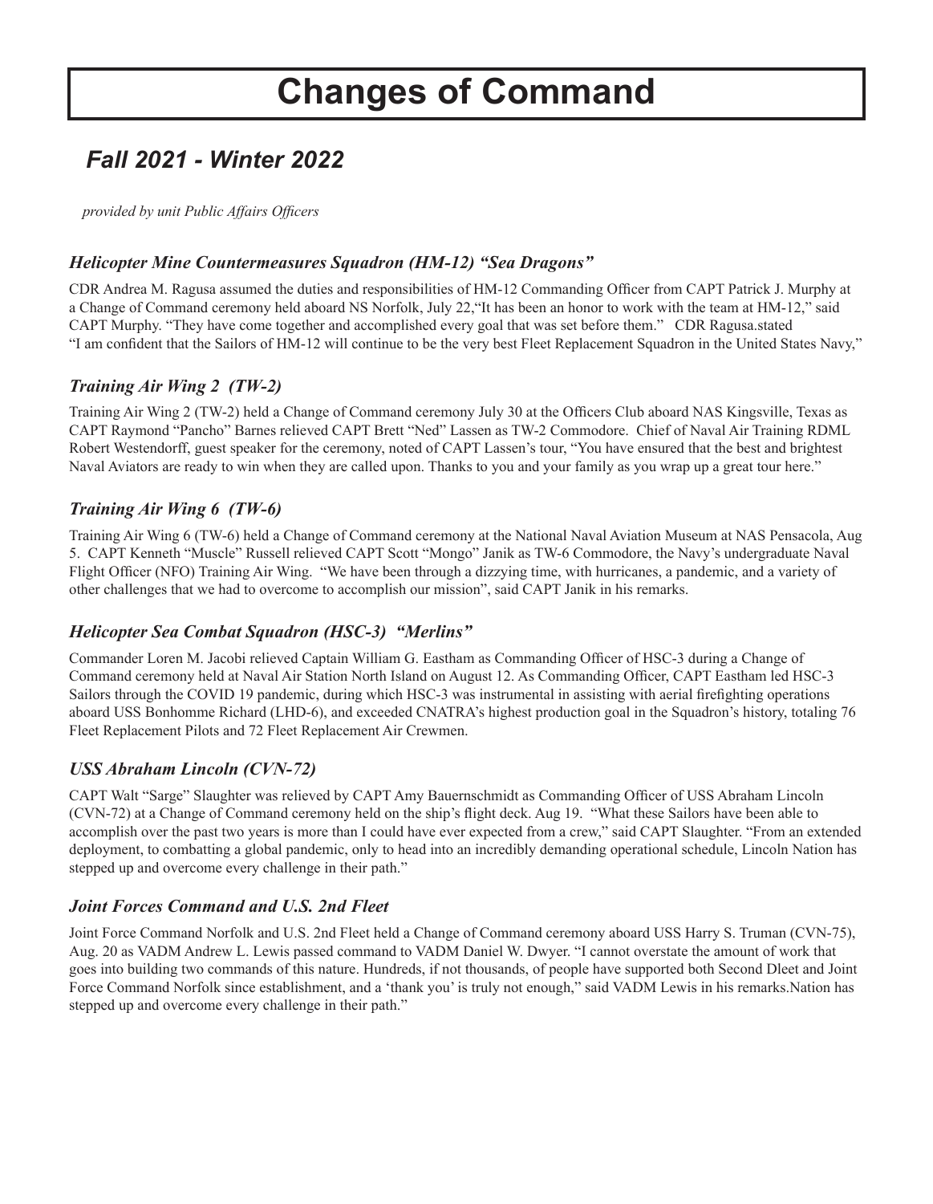# Changes of Command

## *Fall 2021 - Winter 2022*

*provided by unit Public Affairs Officers*

### *Helicopter Mine Countermeasures Squadron (HM-12) "Sea Dragons"*

CDR Andrea M. Ragusa assumed the duties and responsibilities of HM-12 Commanding Officer from CAPT Patrick J. Murphy at a Change of Command ceremony held aboard NS Norfolk, July 22,"It has been an honor to work with the team at HM-12," said CAPT Murphy. "They have come together and accomplished every goal that was set before them." CDR Ragusa.stated "I am confident that the Sailors of HM-12 will continue to be the very best Fleet Replacement Squadron in the United States Navy,"

### *Training Air Wing 2 (TW-2)*

Training Air Wing 2 (TW-2) held a Change of Command ceremony July 30 at the Officers Club aboard NAS Kingsville, Texas as CAPT Raymond "Pancho" Barnes relieved CAPT Brett "Ned" Lassen as TW-2 Commodore. Chief of Naval Air Training RDML Robert Westendorff, guest speaker for the ceremony, noted of CAPT Lassen's tour, "You have ensured that the best and brightest Naval Aviators are ready to win when they are called upon. Thanks to you and your family as you wrap up a great tour here."

### *Training Air Wing 6 (TW-6)*

Training Air Wing 6 (TW-6) held a Change of Command ceremony at the National Naval Aviation Museum at NAS Pensacola, Aug 5. CAPT Kenneth "Muscle" Russell relieved CAPT Scott "Mongo" Janik as TW-6 Commodore, the Navy's undergraduate Naval Flight Officer (NFO) Training Air Wing. "We have been through a dizzying time, with hurricanes, a pandemic, and a variety of other challenges that we had to overcome to accomplish our mission", said CAPT Janik in his remarks.

### *Helicopter Sea Combat Squadron (HSC-3) "Merlins"*

Commander Loren M. Jacobi relieved Captain William G. Eastham as Commanding Officer of HSC-3 during a Change of Command ceremony held at Naval Air Station North Island on August 12. As Commanding Officer, CAPT Eastham led HSC-3 Sailors through the COVID 19 pandemic, during which HSC-3 was instrumental in assisting with aerial firefighting operations aboard USS Bonhomme Richard (LHD-6), and exceeded CNATRA's highest production goal in the Squadron's history, totaling 76 Fleet Replacement Pilots and 72 Fleet Replacement Air Crewmen.

### *USS Abraham Lincoln (CVN-72)*

CAPT Walt "Sarge" Slaughter was relieved by CAPT Amy Bauernschmidt as Commanding Officer of USS Abraham Lincoln (CVN-72) at a Change of Command ceremony held on the ship's flight deck. Aug 19. "What these Sailors have been able to accomplish over the past two years is more than I could have ever expected from a crew," said CAPT Slaughter. "From an extended deployment, to combatting a global pandemic, only to head into an incredibly demanding operational schedule, Lincoln Nation has stepped up and overcome every challenge in their path."

### *Joint Forces Command and U.S. 2nd Fleet*

Joint Force Command Norfolk and U.S. 2nd Fleet held a Change of Command ceremony aboard USS Harry S. Truman (CVN-75), Aug. 20 as VADM Andrew L. Lewis passed command to VADM Daniel W. Dwyer. "I cannot overstate the amount of work that goes into building two commands of this nature. Hundreds, if not thousands, of people have supported both Second Dleet and Joint Force Command Norfolk since establishment, and a 'thank you' is truly not enough," said VADM Lewis in his remarks.Nation has stepped up and overcome every challenge in their path."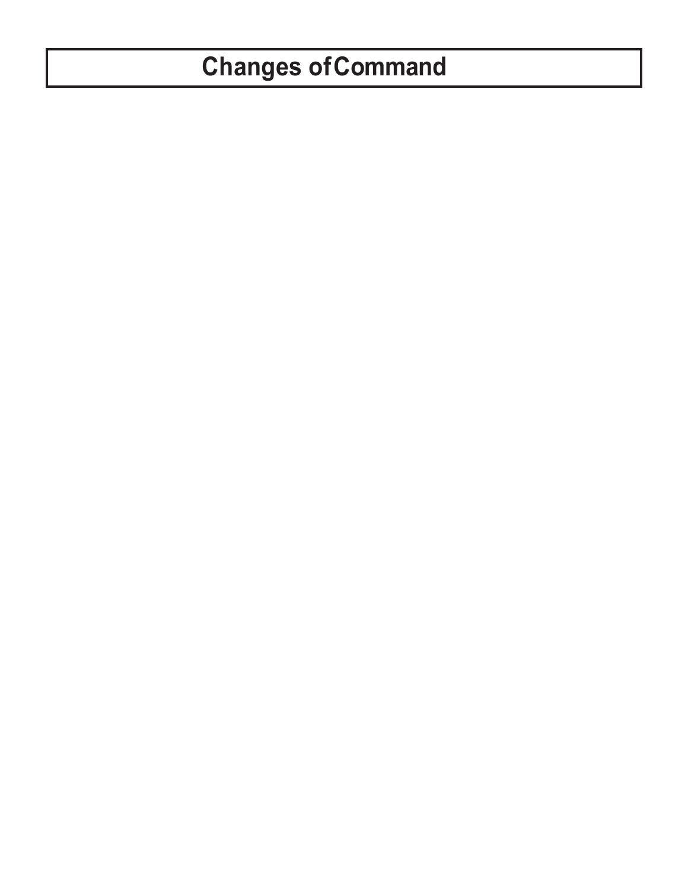# Changes of Command